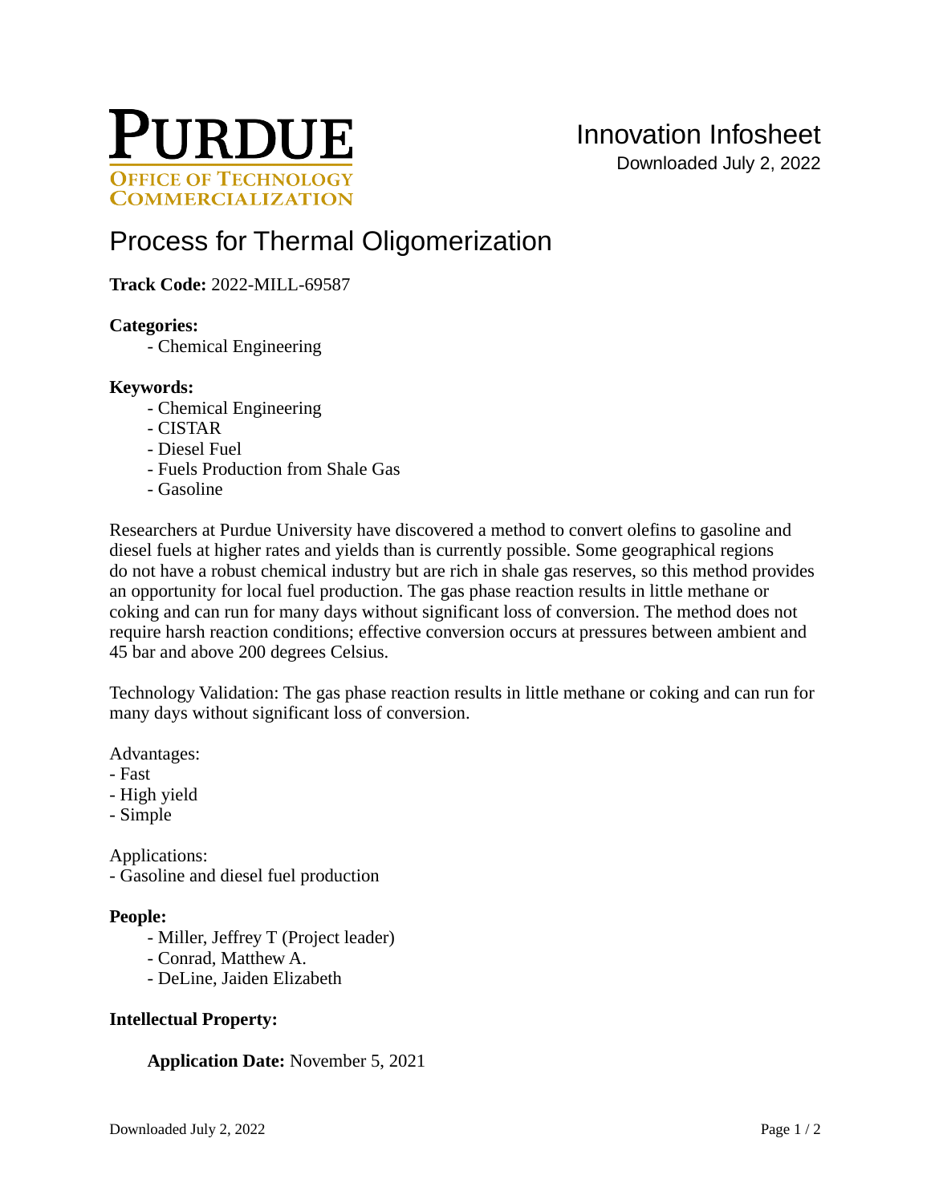# PURDUE
## OFFICE OF TECHNOLOGY COMMERCIALIZATION

# Innovation Infosheet

Downloaded July 2, 2022

# Process for Thermal Oligomerization

**Track Code:** 2022-MILL-69587

**Categories:**

- Chemical Engineering

**Keywords:**

- Chemical Engineering
- CISTAR
- Diesel Fuel
- Fuels Production from Shale Gas
- Gasoline

Researchers at Purdue University have discovered a method to convert olefins to gasoline and diesel fuels at higher rates and yields than is currently possible. Some geographical regions do not have a robust chemical industry but are rich in shale gas reserves, so this method provides an opportunity for local fuel production. The gas phase reaction results in little methane or coking and can run for many days without significant loss of conversion. The method does not require harsh reaction conditions; effective conversion occurs at pressures between ambient and 45 bar and above 200 degrees Celsius.

Technology Validation: The gas phase reaction results in little methane or coking and can run for many days without significant loss of conversion.

Advantages:
- Fast
- High yield
- Simple

Applications:
- Gasoline and diesel fuel production

**People:**

- Miller, Jeffrey T (Project leader)
- Conrad, Matthew A.
- DeLine, Jaiden Elizabeth

**Intellectual Property:**

**Application Date:** November 5, 2021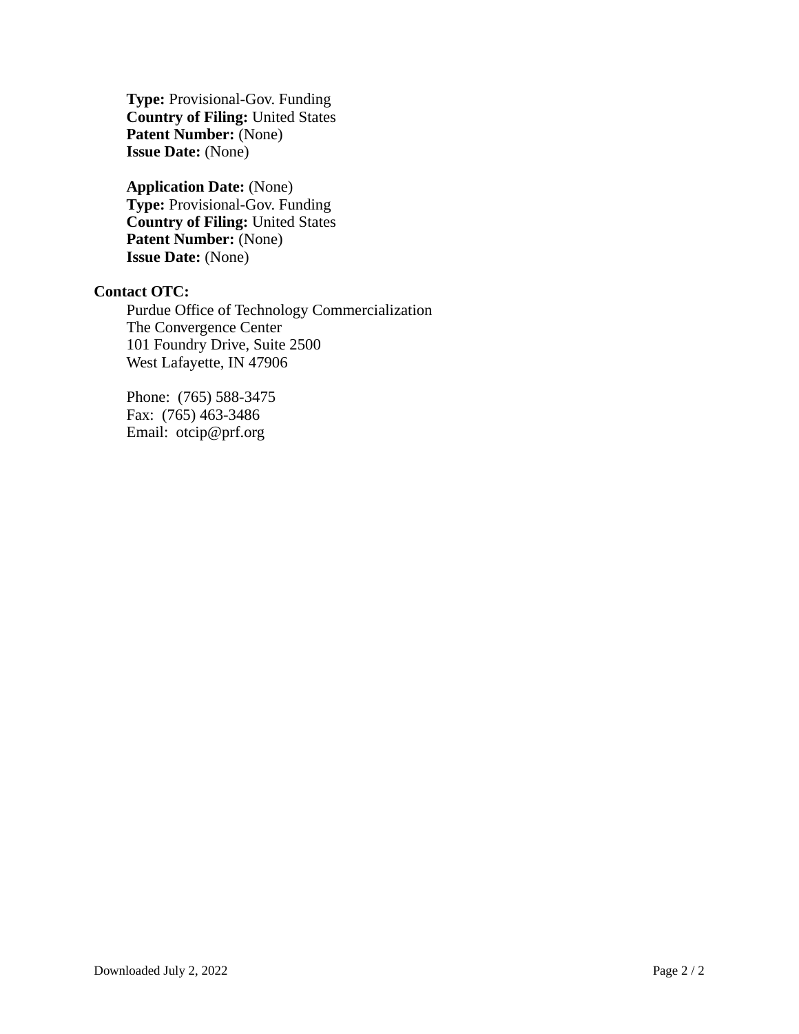**Type:** Provisional-Gov. Funding
**Country of Filing:** United States
**Patent Number:** (None)
**Issue Date:** (None)

**Application Date:** (None)
**Type:** Provisional-Gov. Funding
**Country of Filing:** United States
**Patent Number:** (None)
**Issue Date:** (None)

**Contact OTC:**

Purdue Office of Technology Commercialization
The Convergence Center
101 Foundry Drive, Suite 2500
West Lafayette, IN 47906

Phone: (765) 588-3475
Fax: (765) 463-3486
Email: otcip@prf.org

Downloaded July 2, 2022